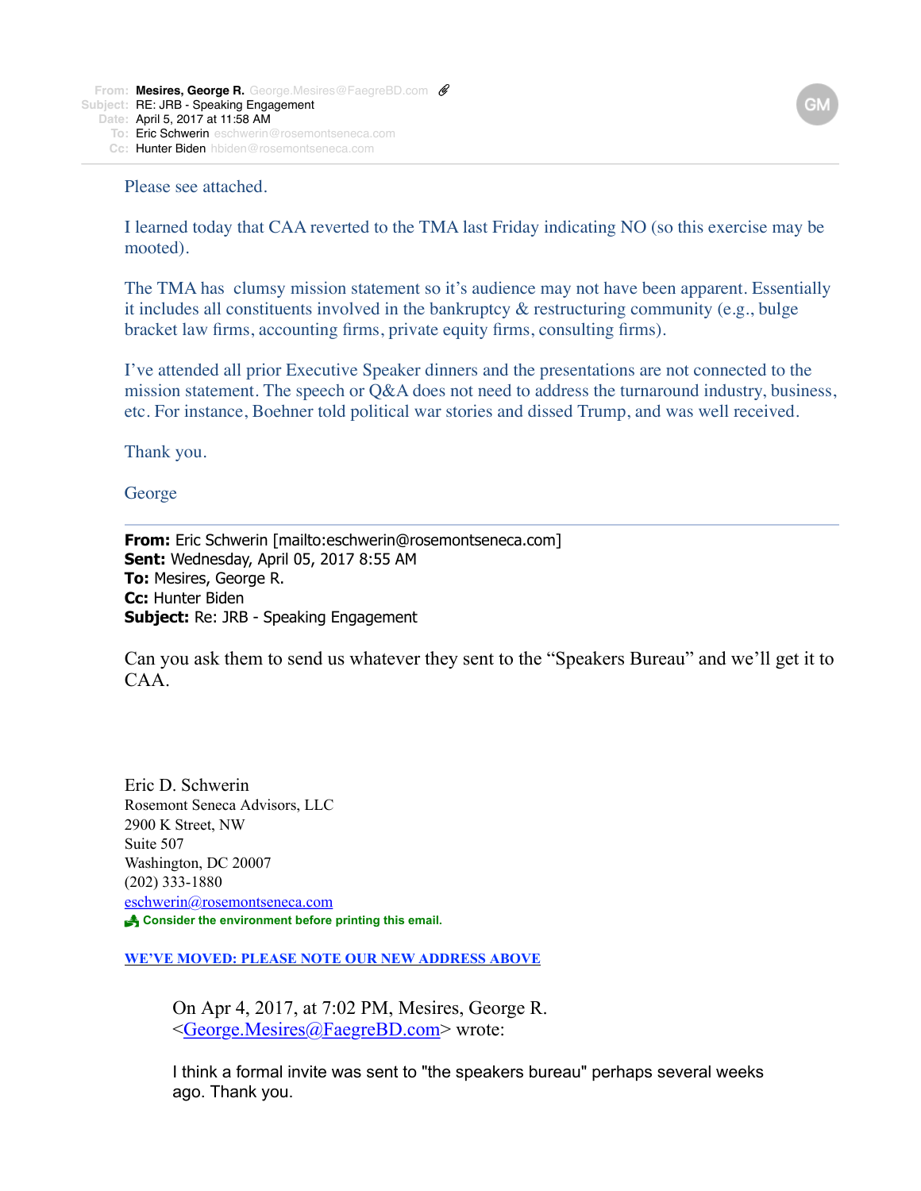**From:** Mesires, George R. George.Mesires@FaegreBD.com
**Subject:** RE: JRB - Speaking Engagement
**Date:** April 5, 2017 at 11:58 AM
**To:** Eric Schwerin eschwerin@rosemontseneca.com
**Cc:** Hunter Biden hbiden@rosemontseneca.com

Please see attached.

I learned today that CAA reverted to the TMA last Friday indicating NO (so this exercise may be mooted).

The TMA has  clumsy mission statement so it's audience may not have been apparent. Essentially it includes all constituents involved in the bankruptcy & restructuring community (e.g., bulge bracket law firms, accounting firms, private equity firms, consulting firms).

I've attended all prior Executive Speaker dinners and the presentations are not connected to the mission statement. The speech or Q&A does not need to address the turnaround industry, business, etc. For instance, Boehner told political war stories and dissed Trump, and was well received.

Thank you.

George

---

**From:** Eric Schwerin [mailto:eschwerin@rosemontseneca.com]
**Sent:** Wednesday, April 05, 2017 8:55 AM
**To:** Mesires, George R.
**Cc:** Hunter Biden
**Subject:** Re: JRB - Speaking Engagement

Can you ask them to send us whatever they sent to the "Speakers Bureau" and we'll get it to CAA.

Eric D. Schwerin
Rosemont Seneca Advisors, LLC
2900 K Street, NW
Suite 507
Washington, DC 20007
(202) 333-1880
eschwerin@rosemontseneca.com
**Consider the environment before printing this email.**

**WE'VE MOVED: PLEASE NOTE OUR NEW ADDRESS ABOVE**

> On Apr 4, 2017, at 7:02 PM, Mesires, George R. <George.Mesires@FaegreBD.com> wrote:
>
> I think a formal invite was sent to "the speakers bureau" perhaps several weeks ago. Thank you.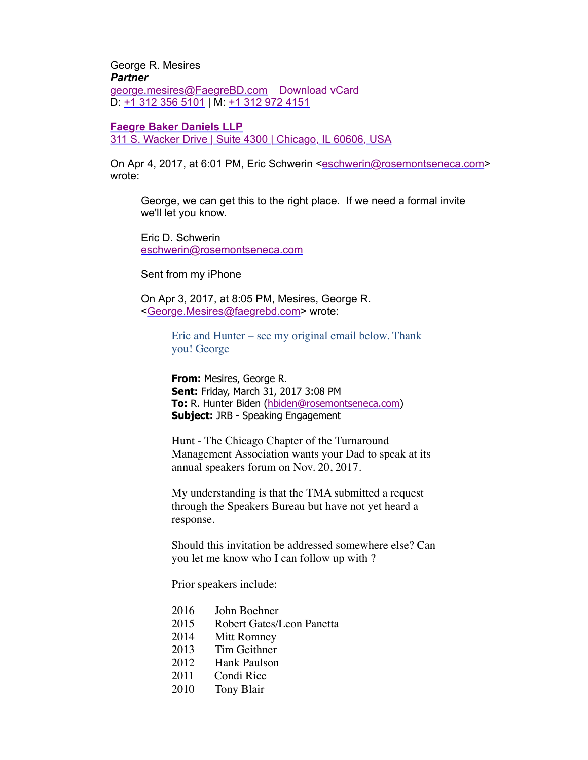George R. Mesires
***Partner***
george.mesires@FaegreBD.com    Download vCard
D: +1 312 356 5101 | M: +1 312 972 4151

**Faegre Baker Daniels LLP**
311 S. Wacker Drive | Suite 4300 | Chicago, IL 60606, USA

On Apr 4, 2017, at 6:01 PM, Eric Schwerin <eschwerin@rosemontseneca.com> wrote:

> George, we can get this to the right place. If we need a formal invite we'll let you know.
>
> Eric D. Schwerin
> eschwerin@rosemontseneca.com
>
> Sent from my iPhone
>
> On Apr 3, 2017, at 8:05 PM, Mesires, George R. <George.Mesires@faegrebd.com> wrote:
>
> > Eric and Hunter – see my original email below. Thank you! George
> >
> > ---
> >
> > **From:** Mesires, George R.
> > **Sent:** Friday, March 31, 2017 3:08 PM
> > **To:** R. Hunter Biden (hbiden@rosemontseneca.com)
> > **Subject:** JRB - Speaking Engagement
> >
> > Hunt - The Chicago Chapter of the Turnaround Management Association wants your Dad to speak at its annual speakers forum on Nov. 20, 2017.
> >
> > My understanding is that the TMA submitted a request through the Speakers Bureau but have not yet heard a response.
> >
> > Should this invitation be addressed somewhere else? Can you let me know who I can follow up with ?
> >
> > Prior speakers include:
> >
> > 2016    John Boehner
> > 2015    Robert Gates/Leon Panetta
> > 2014    Mitt Romney
> > 2013    Tim Geithner
> > 2012    Hank Paulson
> > 2011    Condi Rice
> > 2010    Tony Blair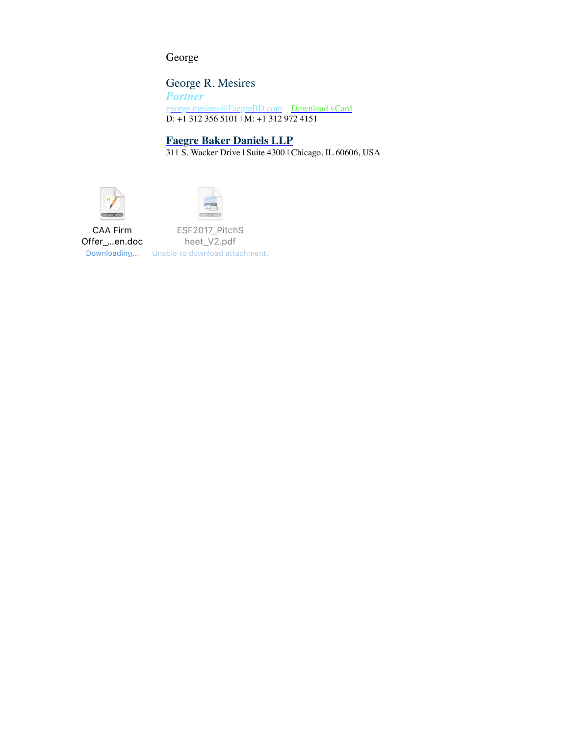George

George R. Mesires
*Partner*
george.mesires@FaegreBD.com Download vCard
D: +1 312 356 5101 | M: +1 312 972 4151

**Faegre Baker Daniels LLP**
311 S. Wacker Drive | Suite 4300 | Chicago, IL 60606, USA

CAA Firm Offer_...en.doc
Downloading...

ESF2017_PitchSheet_V2.pdf
Unable to download attachment.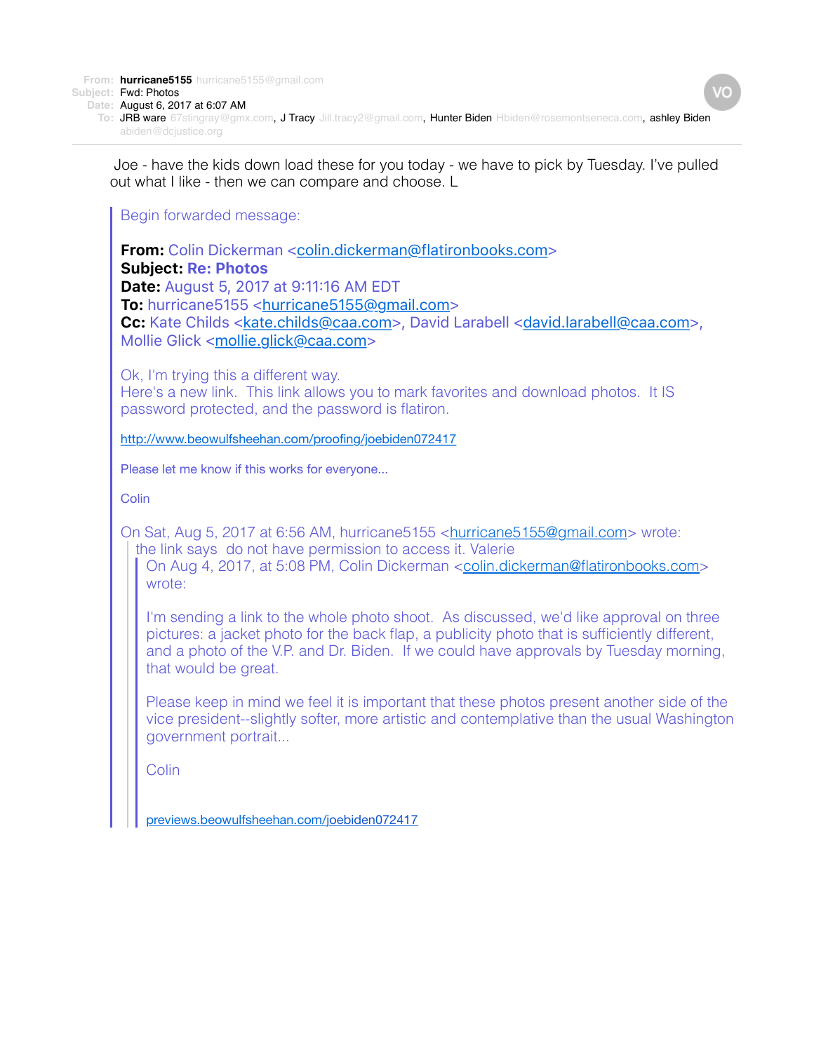**From:** hurricane5155 hurricane5155@gmail.com
**Subject:** Fwd: Photos
**Date:** August 6, 2017 at 6:07 AM
**To:** JRB ware 67stingray@gmx.com, J Tracy Jill.tracy2@gmail.com, Hunter Biden Hbiden@rosemontseneca.com, ashley Biden abiden@dcjustice.org

VO

Joe - have the kids down load these for you today - we have to pick by Tuesday. I've pulled out what I like - then we can compare and choose. L

> Begin forwarded message:
>
> **From:** Colin Dickerman <colin.dickerman@flatironbooks.com>
> **Subject:** **Re: Photos**
> **Date:** August 5, 2017 at 9:11:16 AM EDT
> **To:** hurricane5155 <hurricane5155@gmail.com>
> **Cc:** Kate Childs <kate.childs@caa.com>, David Larabell <david.larabell@caa.com>, Mollie Glick <mollie.glick@caa.com>
>
> Ok, I'm trying this a different way.
> Here's a new link. This link allows you to mark favorites and download photos. It IS password protected, and the password is flatiron.
>
> http://www.beowulfsheehan.com/proofing/joebiden072417
>
> Please let me know if this works for everyone...
>
> Colin
>
> On Sat, Aug 5, 2017 at 6:56 AM, hurricane5155 <hurricane5155@gmail.com> wrote:
>> the link says do not have permission to access it. Valerie
>>> On Aug 4, 2017, at 5:08 PM, Colin Dickerman <colin.dickerman@flatironbooks.com> wrote:
>>>
>>> I'm sending a link to the whole photo shoot. As discussed, we'd like approval on three pictures: a jacket photo for the back flap, a publicity photo that is sufficiently different, and a photo of the V.P. and Dr. Biden. If we could have approvals by Tuesday morning, that would be great.
>>>
>>> Please keep in mind we feel it is important that these photos present another side of the vice president--slightly softer, more artistic and contemplative than the usual Washington government portrait...
>>>
>>> Colin
>>>
>>> previews.beowulfsheehan.com/joebiden072417